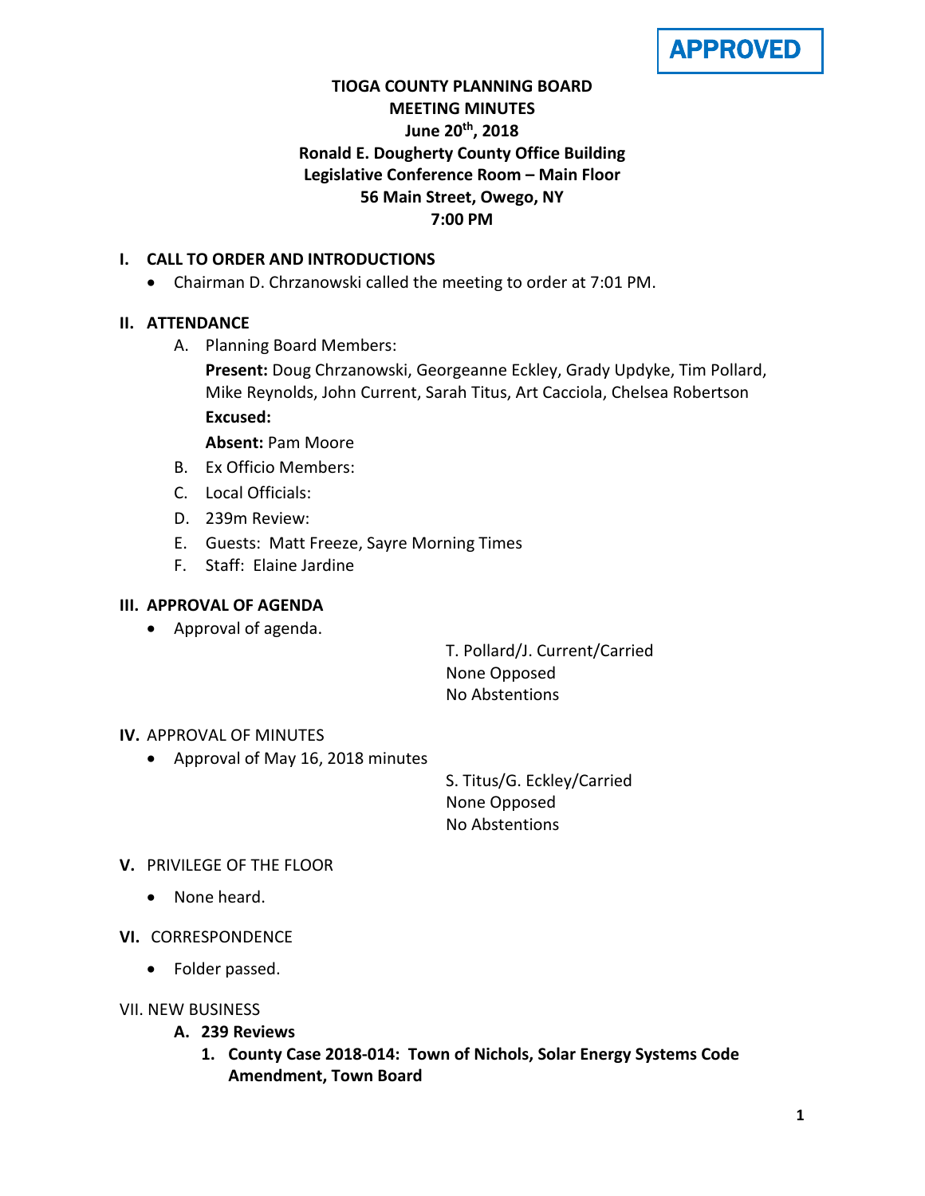APPROVED

**TIOGA COUNTY PLANNING BOARD**
**MEETING MINUTES**
**June 20th, 2018**
**Ronald E. Dougherty County Office Building**
**Legislative Conference Room – Main Floor**
**56 Main Street, Owego, NY**
**7:00 PM**

## I. CALL TO ORDER AND INTRODUCTIONS

- Chairman D. Chrzanowski called the meeting to order at 7:01 PM.

## II. ATTENDANCE

A. Planning Board Members:

**Present:** Doug Chrzanowski, Georgeanne Eckley, Grady Updyke, Tim Pollard, Mike Reynolds, John Current, Sarah Titus, Art Cacciola, Chelsea Robertson

**Excused:**

**Absent:** Pam Moore

B. Ex Officio Members:

C. Local Officials:

D. 239m Review:

E. Guests: Matt Freeze, Sayre Morning Times

F. Staff: Elaine Jardine

## III. APPROVAL OF AGENDA

- Approval of agenda.

T. Pollard/J. Current/Carried
None Opposed
No Abstentions

## IV. APPROVAL OF MINUTES

- Approval of May 16, 2018 minutes

S. Titus/G. Eckley/Carried
None Opposed
No Abstentions

## V. PRIVILEGE OF THE FLOOR

- None heard.

## VI. CORRESPONDENCE

- Folder passed.

## VII. NEW BUSINESS

### A. 239 Reviews

1. **County Case 2018-014: Town of Nichols, Solar Energy Systems Code Amendment, Town Board**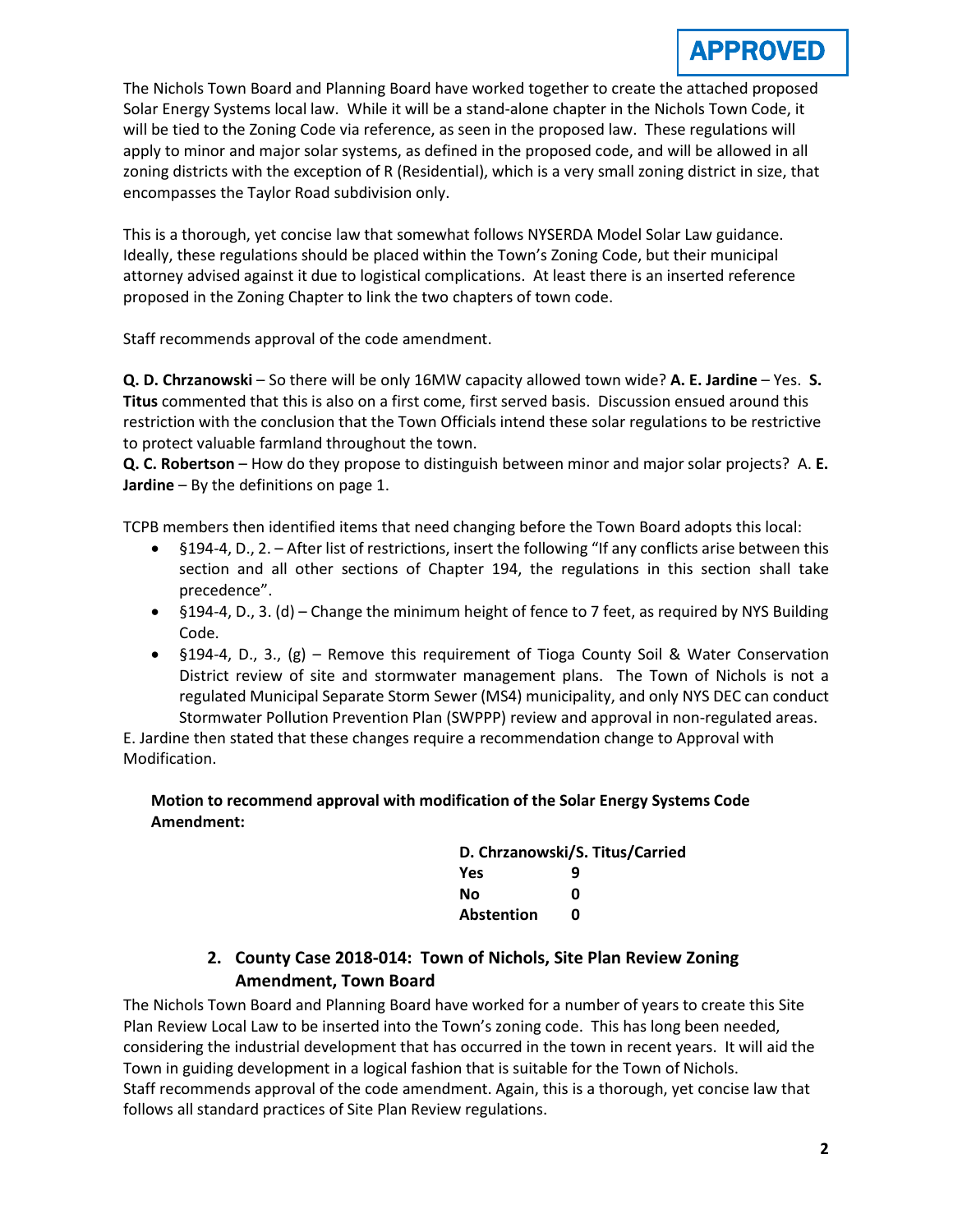**APPROVED**

The Nichols Town Board and Planning Board have worked together to create the attached proposed Solar Energy Systems local law. While it will be a stand-alone chapter in the Nichols Town Code, it will be tied to the Zoning Code via reference, as seen in the proposed law. These regulations will apply to minor and major solar systems, as defined in the proposed code, and will be allowed in all zoning districts with the exception of R (Residential), which is a very small zoning district in size, that encompasses the Taylor Road subdivision only.

This is a thorough, yet concise law that somewhat follows NYSERDA Model Solar Law guidance. Ideally, these regulations should be placed within the Town's Zoning Code, but their municipal attorney advised against it due to logistical complications. At least there is an inserted reference proposed in the Zoning Chapter to link the two chapters of town code.

Staff recommends approval of the code amendment.

**Q. D. Chrzanowski** – So there will be only 16MW capacity allowed town wide? **A. E. Jardine** – Yes. **S. Titus** commented that this is also on a first come, first served basis. Discussion ensued around this restriction with the conclusion that the Town Officials intend these solar regulations to be restrictive to protect valuable farmland throughout the town.

**Q. C. Robertson** – How do they propose to distinguish between minor and major solar projects? A. **E. Jardine** – By the definitions on page 1.

TCPB members then identified items that need changing before the Town Board adopts this local:

- §194-4, D., 2. – After list of restrictions, insert the following "If any conflicts arise between this section and all other sections of Chapter 194, the regulations in this section shall take precedence".
- §194-4, D., 3. (d) – Change the minimum height of fence to 7 feet, as required by NYS Building Code.
- §194-4, D., 3., (g) – Remove this requirement of Tioga County Soil & Water Conservation District review of site and stormwater management plans. The Town of Nichols is not a regulated Municipal Separate Storm Sewer (MS4) municipality, and only NYS DEC can conduct Stormwater Pollution Prevention Plan (SWPPP) review and approval in non-regulated areas.

E. Jardine then stated that these changes require a recommendation change to Approval with Modification.

**Motion to recommend approval with modification of the Solar Energy Systems Code Amendment:**

**D. Chrzanowski/S. Titus/Carried**

| | |
|---|---|
| **Yes** | **9** |
| **No** | **0** |
| **Abstention** | **0** |

## 2. County Case 2018-014: Town of Nichols, Site Plan Review Zoning Amendment, Town Board

The Nichols Town Board and Planning Board have worked for a number of years to create this Site Plan Review Local Law to be inserted into the Town's zoning code. This has long been needed, considering the industrial development that has occurred in the town in recent years. It will aid the Town in guiding development in a logical fashion that is suitable for the Town of Nichols.
Staff recommends approval of the code amendment. Again, this is a thorough, yet concise law that follows all standard practices of Site Plan Review regulations.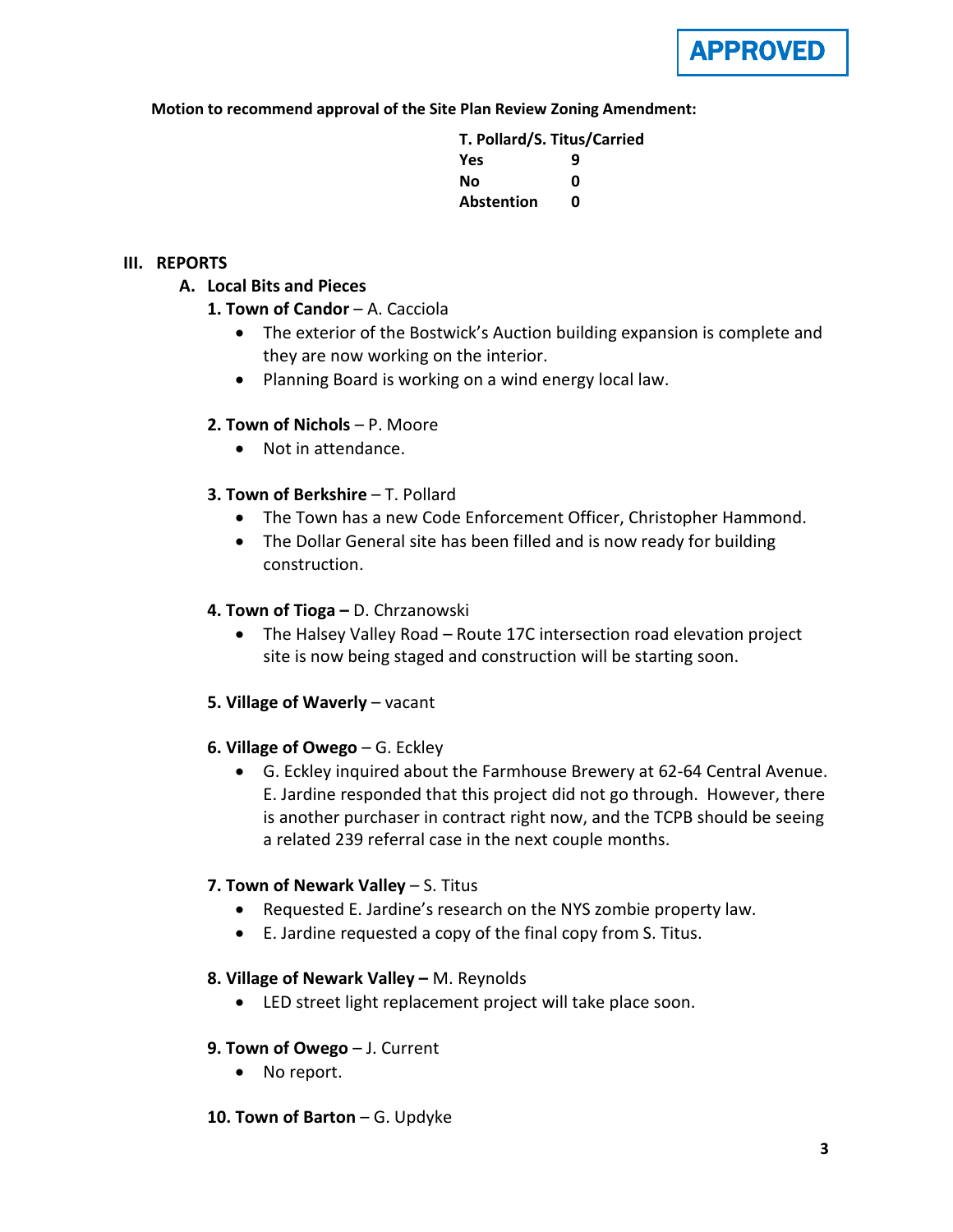APPROVED

**Motion to recommend approval of the Site Plan Review Zoning Amendment:**

| T. Pollard/S. Titus/Carried | |
|---|---|
| Yes | 9 |
| No | 0 |
| Abstention | 0 |

## III. REPORTS

### A. Local Bits and Pieces

**1. Town of Candor** – A. Cacciola

- The exterior of the Bostwick's Auction building expansion is complete and they are now working on the interior.
- Planning Board is working on a wind energy local law.

**2. Town of Nichols** – P. Moore

- Not in attendance.

**3. Town of Berkshire** – T. Pollard

- The Town has a new Code Enforcement Officer, Christopher Hammond.
- The Dollar General site has been filled and is now ready for building construction.

**4. Town of Tioga –** D. Chrzanowski

- The Halsey Valley Road – Route 17C intersection road elevation project site is now being staged and construction will be starting soon.

**5. Village of Waverly** – vacant

**6. Village of Owego** – G. Eckley

- G. Eckley inquired about the Farmhouse Brewery at 62-64 Central Avenue. E. Jardine responded that this project did not go through. However, there is another purchaser in contract right now, and the TCPB should be seeing a related 239 referral case in the next couple months.

**7. Town of Newark Valley** – S. Titus

- Requested E. Jardine's research on the NYS zombie property law.
- E. Jardine requested a copy of the final copy from S. Titus.

**8. Village of Newark Valley –** M. Reynolds

- LED street light replacement project will take place soon.

**9. Town of Owego** – J. Current

- No report.

**10. Town of Barton** – G. Updyke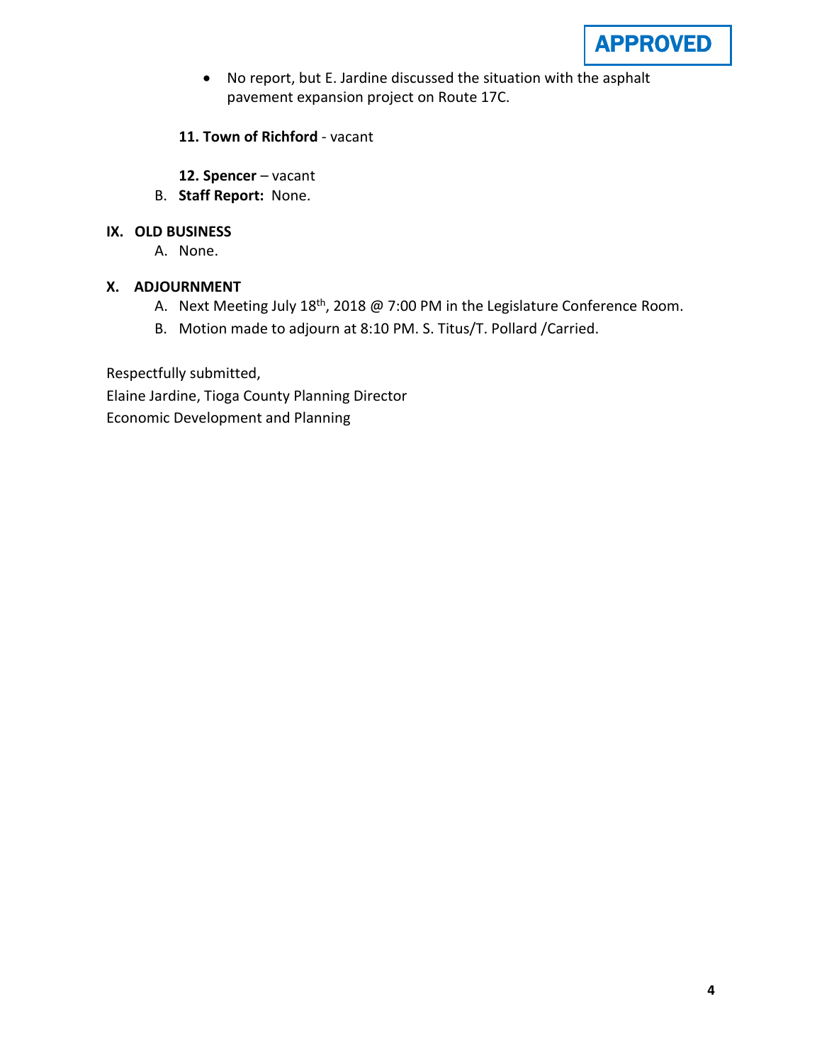APPROVED

- No report, but E. Jardine discussed the situation with the asphalt pavement expansion project on Route 17C.

**11. Town of Richford** - vacant

**12. Spencer** – vacant

B. **Staff Report:** None.

## IX. OLD BUSINESS

A. None.

## X. ADJOURNMENT

A. Next Meeting July 18th, 2018 @ 7:00 PM in the Legislature Conference Room.
B. Motion made to adjourn at 8:10 PM. S. Titus/T. Pollard /Carried.

Respectfully submitted,
Elaine Jardine, Tioga County Planning Director
Economic Development and Planning